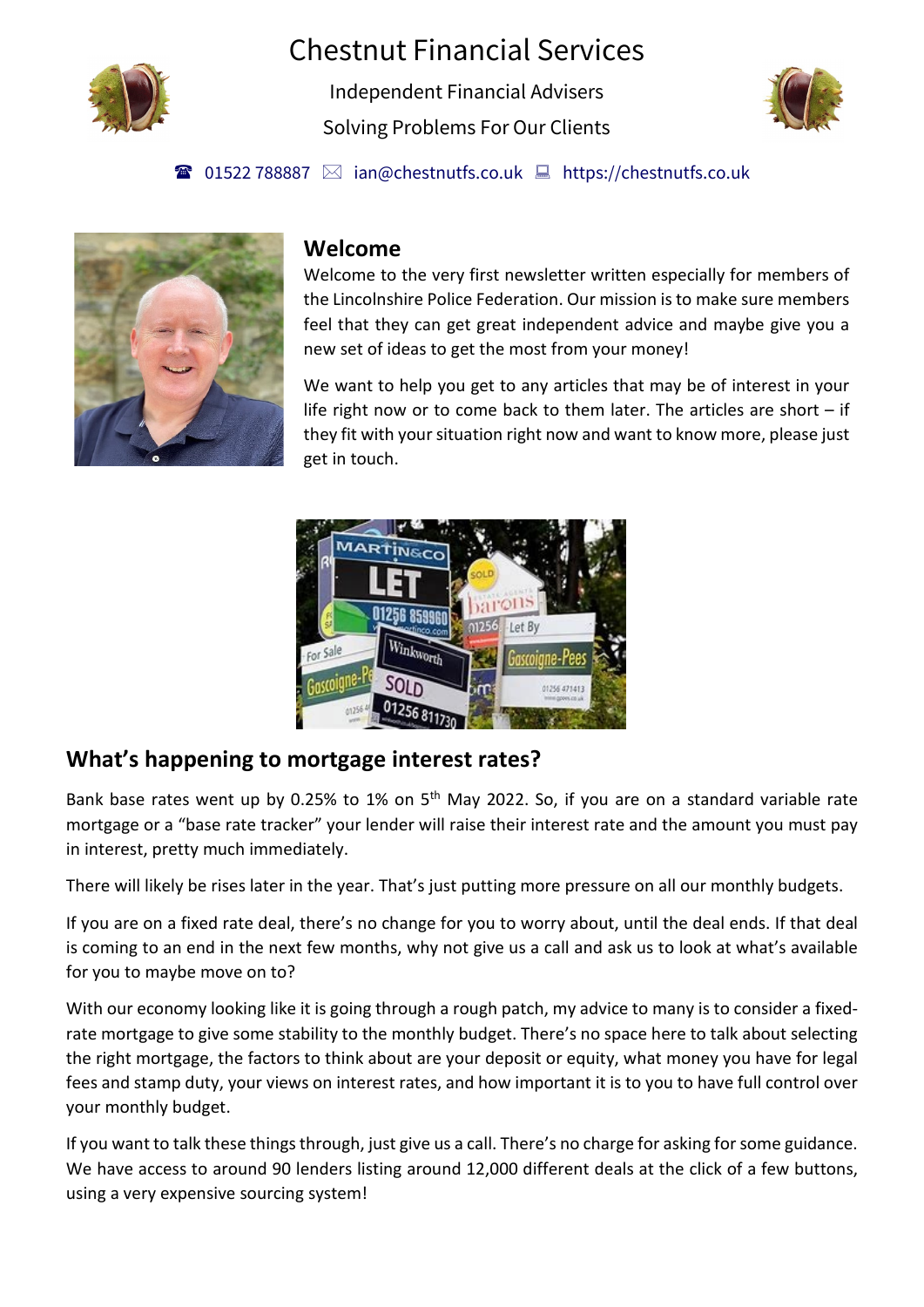# Chestnut Financial Services

Independent Financial Advisers

Solving Problems For Our Clients

☎ 01522 788887 ✉ ian@chestnutfs.co.uk 💻 https://chestnutfs.co.uk

## Welcome

Welcome to the very first newsletter written especially for members of the Lincolnshire Police Federation. Our mission is to make sure members feel that they can get great independent advice and maybe give you a new set of ideas to get the most from your money!

We want to help you get to any articles that may be of interest in your life right now or to come back to them later. The articles are short – if they fit with your situation right now and want to know more, please just get in touch.

## What's happening to mortgage interest rates?

Bank base rates went up by 0.25% to 1% on 5th May 2022. So, if you are on a standard variable rate mortgage or a "base rate tracker" your lender will raise their interest rate and the amount you must pay in interest, pretty much immediately.

There will likely be rises later in the year. That's just putting more pressure on all our monthly budgets.

If you are on a fixed rate deal, there's no change for you to worry about, until the deal ends. If that deal is coming to an end in the next few months, why not give us a call and ask us to look at what's available for you to maybe move on to?

With our economy looking like it is going through a rough patch, my advice to many is to consider a fixed-rate mortgage to give some stability to the monthly budget. There's no space here to talk about selecting the right mortgage, the factors to think about are your deposit or equity, what money you have for legal fees and stamp duty, your views on interest rates, and how important it is to you to have full control over your monthly budget.

If you want to talk these things through, just give us a call. There's no charge for asking for some guidance. We have access to around 90 lenders listing around 12,000 different deals at the click of a few buttons, using a very expensive sourcing system!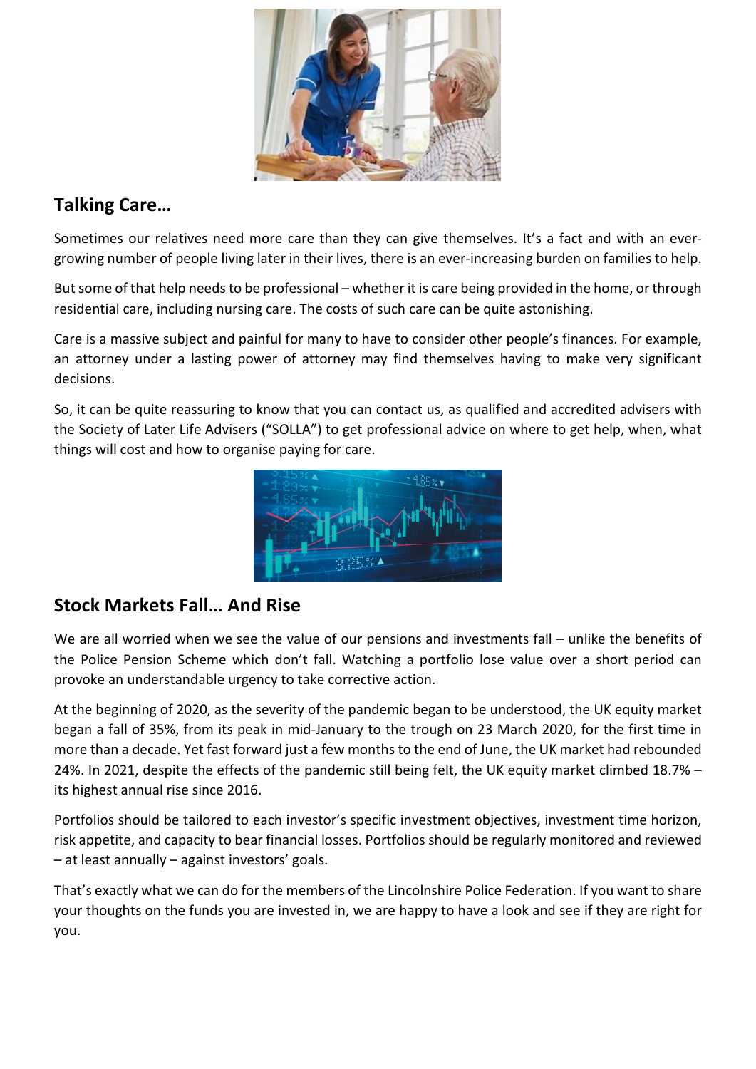## Talking Care…

Sometimes our relatives need more care than they can give themselves. It's a fact and with an ever-growing number of people living later in their lives, there is an ever-increasing burden on families to help.

But some of that help needs to be professional – whether it is care being provided in the home, or through residential care, including nursing care. The costs of such care can be quite astonishing.

Care is a massive subject and painful for many to have to consider other people's finances. For example, an attorney under a lasting power of attorney may find themselves having to make very significant decisions.

So, it can be quite reassuring to know that you can contact us, as qualified and accredited advisers with the Society of Later Life Advisers ("SOLLA") to get professional advice on where to get help, when, what things will cost and how to organise paying for care.

## Stock Markets Fall… And Rise

We are all worried when we see the value of our pensions and investments fall – unlike the benefits of the Police Pension Scheme which don't fall. Watching a portfolio lose value over a short period can provoke an understandable urgency to take corrective action.

At the beginning of 2020, as the severity of the pandemic began to be understood, the UK equity market began a fall of 35%, from its peak in mid-January to the trough on 23 March 2020, for the first time in more than a decade. Yet fast forward just a few months to the end of June, the UK market had rebounded 24%. In 2021, despite the effects of the pandemic still being felt, the UK equity market climbed 18.7% – its highest annual rise since 2016.

Portfolios should be tailored to each investor's specific investment objectives, investment time horizon, risk appetite, and capacity to bear financial losses. Portfolios should be regularly monitored and reviewed – at least annually – against investors' goals.

That's exactly what we can do for the members of the Lincolnshire Police Federation. If you want to share your thoughts on the funds you are invested in, we are happy to have a look and see if they are right for you.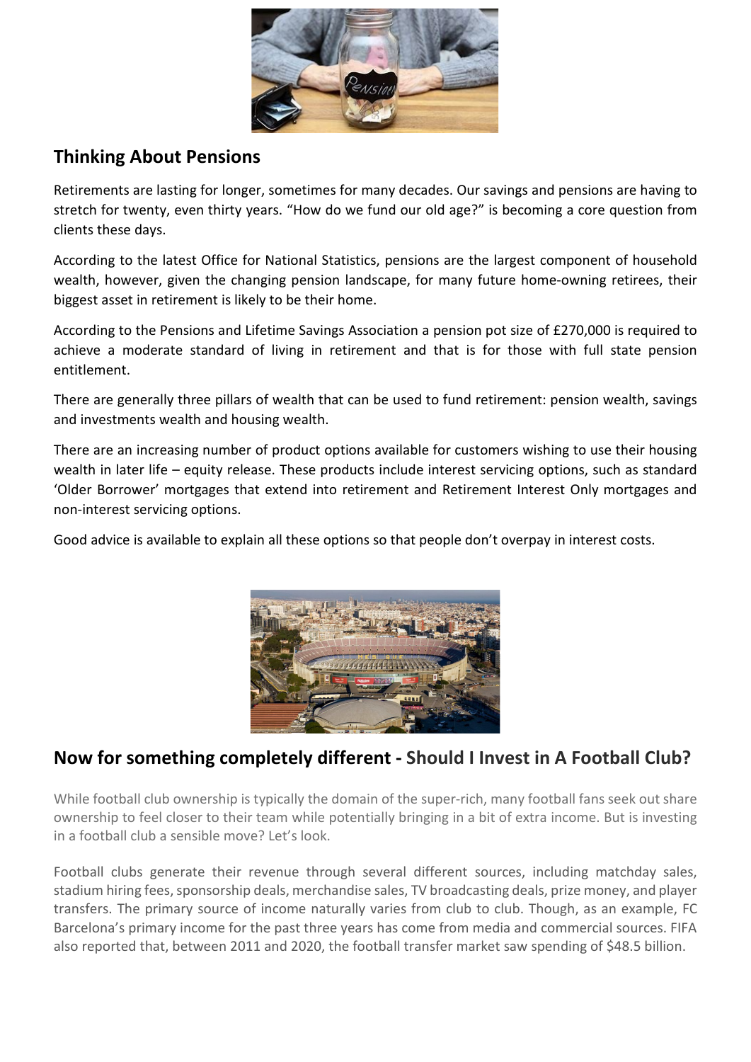## Thinking About Pensions

Retirements are lasting for longer, sometimes for many decades. Our savings and pensions are having to stretch for twenty, even thirty years. “How do we fund our old age?” is becoming a core question from clients these days.

According to the latest Office for National Statistics, pensions are the largest component of household wealth, however, given the changing pension landscape, for many future home-owning retirees, their biggest asset in retirement is likely to be their home.

According to the Pensions and Lifetime Savings Association a pension pot size of £270,000 is required to achieve a moderate standard of living in retirement and that is for those with full state pension entitlement.

There are generally three pillars of wealth that can be used to fund retirement: pension wealth, savings and investments wealth and housing wealth.

There are an increasing number of product options available for customers wishing to use their housing wealth in later life – equity release. These products include interest servicing options, such as standard ‘Older Borrower’ mortgages that extend into retirement and Retirement Interest Only mortgages and non-interest servicing options.

Good advice is available to explain all these options so that people don’t overpay in interest costs.

## Now for something completely different - Should I Invest in A Football Club?

While football club ownership is typically the domain of the super-rich, many football fans seek out share ownership to feel closer to their team while potentially bringing in a bit of extra income. But is investing in a football club a sensible move? Let’s look.

Football clubs generate their revenue through several different sources, including matchday sales, stadium hiring fees, sponsorship deals, merchandise sales, TV broadcasting deals, prize money, and player transfers. The primary source of income naturally varies from club to club. Though, as an example, FC Barcelona’s primary income for the past three years has come from media and commercial sources. FIFA also reported that, between 2011 and 2020, the football transfer market saw spending of $48.5 billion.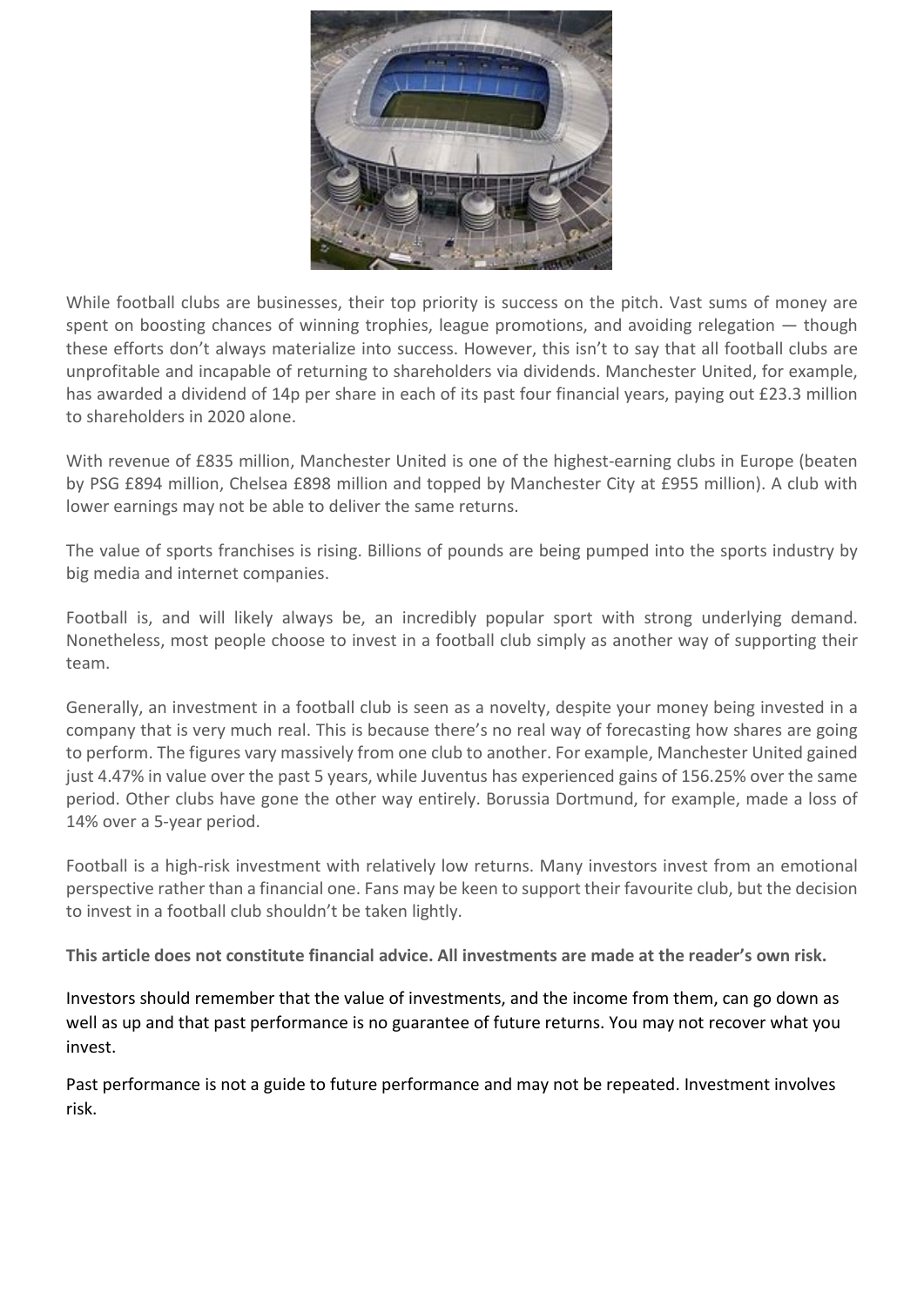While football clubs are businesses, their top priority is success on the pitch. Vast sums of money are spent on boosting chances of winning trophies, league promotions, and avoiding relegation — though these efforts don't always materialize into success. However, this isn't to say that all football clubs are unprofitable and incapable of returning to shareholders via dividends. Manchester United, for example, has awarded a dividend of 14p per share in each of its past four financial years, paying out £23.3 million to shareholders in 2020 alone.

With revenue of £835 million, Manchester United is one of the highest-earning clubs in Europe (beaten by PSG £894 million, Chelsea £898 million and topped by Manchester City at £955 million). A club with lower earnings may not be able to deliver the same returns.

The value of sports franchises is rising. Billions of pounds are being pumped into the sports industry by big media and internet companies.

Football is, and will likely always be, an incredibly popular sport with strong underlying demand. Nonetheless, most people choose to invest in a football club simply as another way of supporting their team.

Generally, an investment in a football club is seen as a novelty, despite your money being invested in a company that is very much real. This is because there's no real way of forecasting how shares are going to perform. The figures vary massively from one club to another. For example, Manchester United gained just 4.47% in value over the past 5 years, while Juventus has experienced gains of 156.25% over the same period. Other clubs have gone the other way entirely. Borussia Dortmund, for example, made a loss of 14% over a 5-year period.

Football is a high-risk investment with relatively low returns. Many investors invest from an emotional perspective rather than a financial one. Fans may be keen to support their favourite club, but the decision to invest in a football club shouldn't be taken lightly.

**This article does not constitute financial advice. All investments are made at the reader's own risk.**

Investors should remember that the value of investments, and the income from them, can go down as well as up and that past performance is no guarantee of future returns. You may not recover what you invest.

Past performance is not a guide to future performance and may not be repeated. Investment involves risk.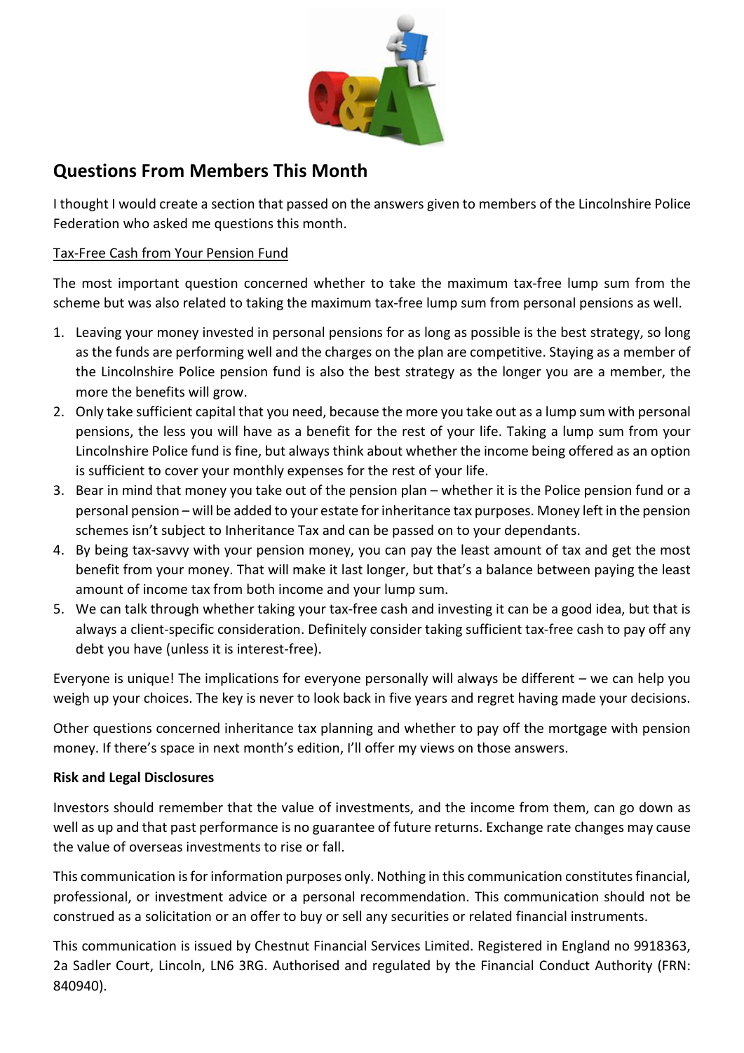## Questions From Members This Month

I thought I would create a section that passed on the answers given to members of the Lincolnshire Police Federation who asked me questions this month.

Tax-Free Cash from Your Pension Fund

The most important question concerned whether to take the maximum tax-free lump sum from the scheme but was also related to taking the maximum tax-free lump sum from personal pensions as well.

1. Leaving your money invested in personal pensions for as long as possible is the best strategy, so long as the funds are performing well and the charges on the plan are competitive. Staying as a member of the Lincolnshire Police pension fund is also the best strategy as the longer you are a member, the more the benefits will grow.
2. Only take sufficient capital that you need, because the more you take out as a lump sum with personal pensions, the less you will have as a benefit for the rest of your life. Taking a lump sum from your Lincolnshire Police fund is fine, but always think about whether the income being offered as an option is sufficient to cover your monthly expenses for the rest of your life.
3. Bear in mind that money you take out of the pension plan – whether it is the Police pension fund or a personal pension – will be added to your estate for inheritance tax purposes. Money left in the pension schemes isn't subject to Inheritance Tax and can be passed on to your dependants.
4. By being tax-savvy with your pension money, you can pay the least amount of tax and get the most benefit from your money. That will make it last longer, but that's a balance between paying the least amount of income tax from both income and your lump sum.
5. We can talk through whether taking your tax-free cash and investing it can be a good idea, but that is always a client-specific consideration. Definitely consider taking sufficient tax-free cash to pay off any debt you have (unless it is interest-free).

Everyone is unique! The implications for everyone personally will always be different – we can help you weigh up your choices. The key is never to look back in five years and regret having made your decisions.

Other questions concerned inheritance tax planning and whether to pay off the mortgage with pension money. If there's space in next month's edition, I'll offer my views on those answers.

**Risk and Legal Disclosures**

Investors should remember that the value of investments, and the income from them, can go down as well as up and that past performance is no guarantee of future returns. Exchange rate changes may cause the value of overseas investments to rise or fall.

This communication is for information purposes only. Nothing in this communication constitutes financial, professional, or investment advice or a personal recommendation. This communication should not be construed as a solicitation or an offer to buy or sell any securities or related financial instruments.

This communication is issued by Chestnut Financial Services Limited. Registered in England no 9918363, 2a Sadler Court, Lincoln, LN6 3RG. Authorised and regulated by the Financial Conduct Authority (FRN: 840940).